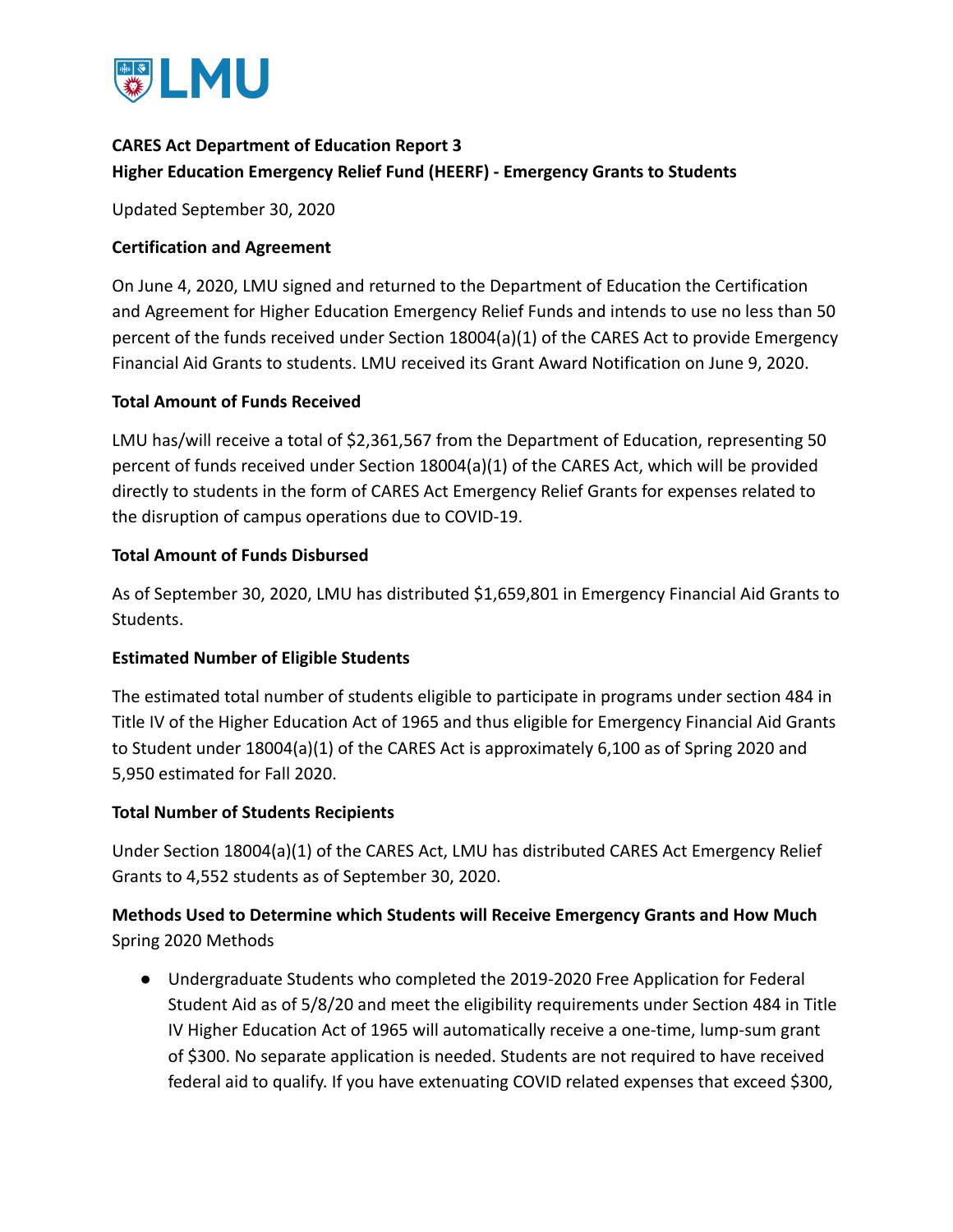**CARES Act Department of Education Report 3**
**Higher Education Emergency Relief Fund (HEERF) - Emergency Grants to Students**

Updated September 30, 2020

**Certification and Agreement**

On June 4, 2020, LMU signed and returned to the Department of Education the Certification and Agreement for Higher Education Emergency Relief Funds and intends to use no less than 50 percent of the funds received under Section 18004(a)(1) of the CARES Act to provide Emergency Financial Aid Grants to students. LMU received its Grant Award Notification on June 9, 2020.

**Total Amount of Funds Received**

LMU has/will receive a total of $2,361,567 from the Department of Education, representing 50 percent of funds received under Section 18004(a)(1) of the CARES Act, which will be provided directly to students in the form of CARES Act Emergency Relief Grants for expenses related to the disruption of campus operations due to COVID-19.

**Total Amount of Funds Disbursed**

As of September 30, 2020, LMU has distributed $1,659,801 in Emergency Financial Aid Grants to Students.

**Estimated Number of Eligible Students**

The estimated total number of students eligible to participate in programs under section 484 in Title IV of the Higher Education Act of 1965 and thus eligible for Emergency Financial Aid Grants to Student under 18004(a)(1) of the CARES Act is approximately 6,100 as of Spring 2020 and 5,950 estimated for Fall 2020.

**Total Number of Students Recipients**

Under Section 18004(a)(1) of the CARES Act, LMU has distributed CARES Act Emergency Relief Grants to 4,552 students as of September 30, 2020.

**Methods Used to Determine which Students will Receive Emergency Grants and How Much**
Spring 2020 Methods

- Undergraduate Students who completed the 2019-2020 Free Application for Federal Student Aid as of 5/8/20 and meet the eligibility requirements under Section 484 in Title IV Higher Education Act of 1965 will automatically receive a one-time, lump-sum grant of $300. No separate application is needed. Students are not required to have received federal aid to qualify. If you have extenuating COVID related expenses that exceed $300,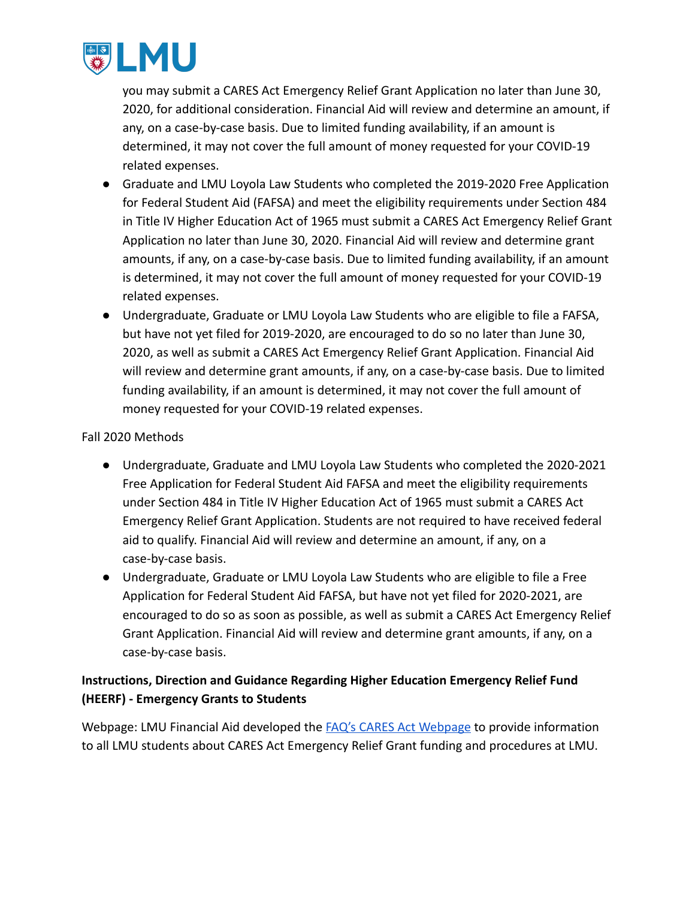you may submit a CARES Act Emergency Relief Grant Application no later than June 30, 2020, for additional consideration. Financial Aid will review and determine an amount, if any, on a case-by-case basis. Due to limited funding availability, if an amount is determined, it may not cover the full amount of money requested for your COVID-19 related expenses.

- Graduate and LMU Loyola Law Students who completed the 2019-2020 Free Application for Federal Student Aid (FAFSA) and meet the eligibility requirements under Section 484 in Title IV Higher Education Act of 1965 must submit a CARES Act Emergency Relief Grant Application no later than June 30, 2020. Financial Aid will review and determine grant amounts, if any, on a case-by-case basis. Due to limited funding availability, if an amount is determined, it may not cover the full amount of money requested for your COVID-19 related expenses.
- Undergraduate, Graduate or LMU Loyola Law Students who are eligible to file a FAFSA, but have not yet filed for 2019-2020, are encouraged to do so no later than June 30, 2020, as well as submit a CARES Act Emergency Relief Grant Application. Financial Aid will review and determine grant amounts, if any, on a case-by-case basis. Due to limited funding availability, if an amount is determined, it may not cover the full amount of money requested for your COVID-19 related expenses.

Fall 2020 Methods

- Undergraduate, Graduate and LMU Loyola Law Students who completed the 2020-2021 Free Application for Federal Student Aid FAFSA and meet the eligibility requirements under Section 484 in Title IV Higher Education Act of 1965 must submit a CARES Act Emergency Relief Grant Application. Students are not required to have received federal aid to qualify. Financial Aid will review and determine an amount, if any, on a case-by-case basis.
- Undergraduate, Graduate or LMU Loyola Law Students who are eligible to file a Free Application for Federal Student Aid FAFSA, but have not yet filed for 2020-2021, are encouraged to do so as soon as possible, as well as submit a CARES Act Emergency Relief Grant Application. Financial Aid will review and determine grant amounts, if any, on a case-by-case basis.

**Instructions, Direction and Guidance Regarding Higher Education Emergency Relief Fund (HEERF) - Emergency Grants to Students**

Webpage: LMU Financial Aid developed the FAQ's CARES Act Webpage to provide information to all LMU students about CARES Act Emergency Relief Grant funding and procedures at LMU.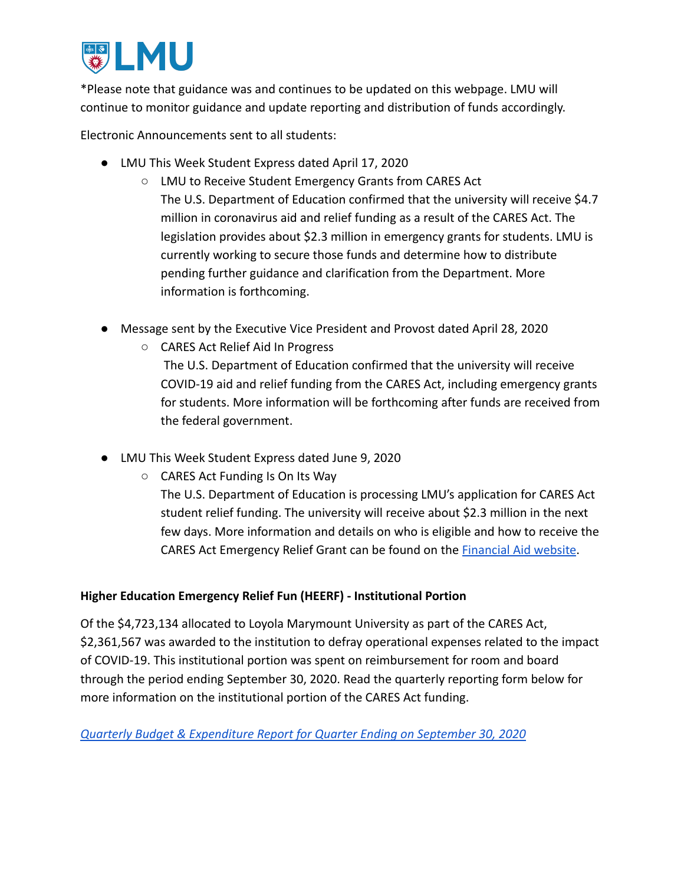*Please note that guidance was and continues to be updated on this webpage. LMU will continue to monitor guidance and update reporting and distribution of funds accordingly.

Electronic Announcements sent to all students:

- LMU This Week Student Express dated April 17, 2020
  - LMU to Receive Student Emergency Grants from CARES Act
    The U.S. Department of Education confirmed that the university will receive $4.7 million in coronavirus aid and relief funding as a result of the CARES Act. The legislation provides about $2.3 million in emergency grants for students. LMU is currently working to secure those funds and determine how to distribute pending further guidance and clarification from the Department. More information is forthcoming.

- Message sent by the Executive Vice President and Provost dated April 28, 2020
  - CARES Act Relief Aid In Progress
    The U.S. Department of Education confirmed that the university will receive COVID-19 aid and relief funding from the CARES Act, including emergency grants for students. More information will be forthcoming after funds are received from the federal government.

- LMU This Week Student Express dated June 9, 2020
  - CARES Act Funding Is On Its Way
    The U.S. Department of Education is processing LMU's application for CARES Act student relief funding. The university will receive about $2.3 million in the next few days. More information and details on who is eligible and how to receive the CARES Act Emergency Relief Grant can be found on the [Financial Aid website](#).

**Higher Education Emergency Relief Fun (HEERF) - Institutional Portion**

Of the $4,723,134 allocated to Loyola Marymount University as part of the CARES Act, $2,361,567 was awarded to the institution to defray operational expenses related to the impact of COVID-19. This institutional portion was spent on reimbursement for room and board through the period ending September 30, 2020. Read the quarterly reporting form below for more information on the institutional portion of the CARES Act funding.

*[Quarterly Budget & Expenditure Report for Quarter Ending on September 30, 2020](#)*